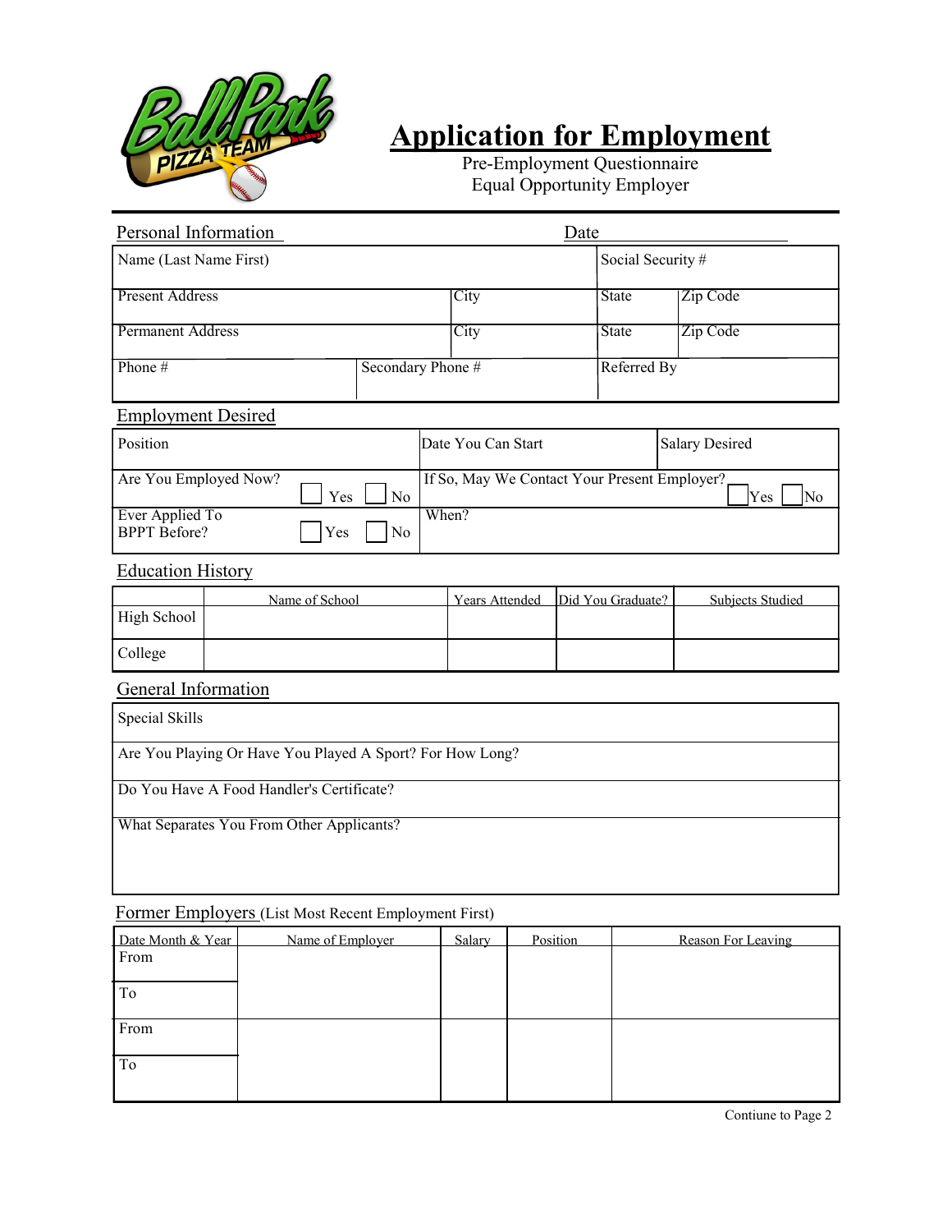# Application for Employment

Pre-Employment Questionnaire
Equal Opportunity Employer

## Personal Information

Date ____________________

| Name (Last Name First) | | | Social Security # | |
|---|---|---|---|---|
| Present Address | | City | State | Zip Code |
| Permanent Address | | City | State | Zip Code |
| Phone # | Secondary Phone # | | Referred By | |

## Employment Desired

| Position | Date You Can Start | Salary Desired |
|---|---|---|
| Are You Employed Now? ☐ Yes ☐ No | If So, May We Contact Your Present Employer? ☐ Yes ☐ No | |
| Ever Applied To BPPT Before? ☐ Yes ☐ No | When? | |

## Education History

| | Name of School | Years Attended | Did You Graduate? | Subjects Studied |
|---|---|---|---|---|
| High School | | | | |
| College | | | | |

## General Information

| |
|---|
| Special Skills |
| Are You Playing Or Have You Played A Sport? For How Long? |
| Do You Have A Food Handler's Certificate? |
| What Separates You From Other Applicants? |

## Former Employers (List Most Recent Employment First)

| Date Month & Year | Name of Employer | Salary | Position | Reason For Leaving |
|---|---|---|---|---|
| From | | | | |
| To | | | | |
| From | | | | |
| To | | | | |

Contiune to Page 2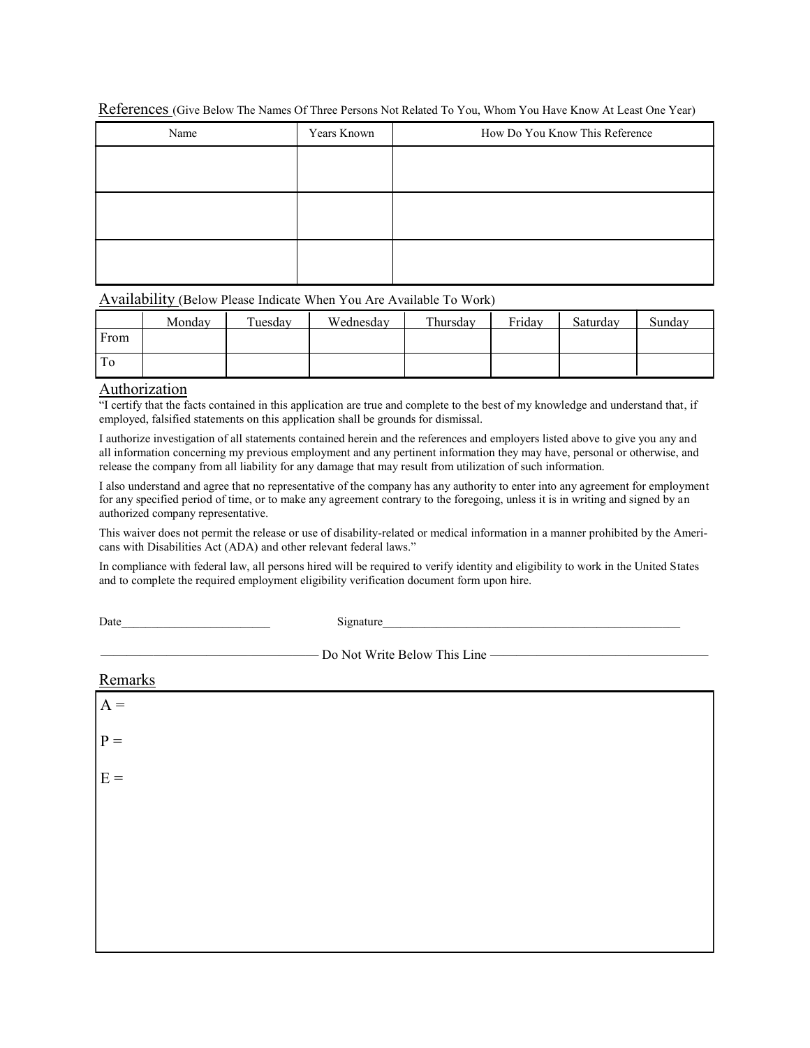## References (Give Below The Names Of Three Persons Not Related To You, Whom You Have Know At Least One Year)

| Name | Years Known | How Do You Know This Reference |
| --- | --- | --- |
| | | |
| | | |
| | | |

## Availability (Below Please Indicate When You Are Available To Work)

| | Monday | Tuesday | Wednesday | Thursday | Friday | Saturday | Sunday |
| --- | --- | --- | --- | --- | --- | --- | --- |
| From | | | | | | | |
| To | | | | | | | |

## Authorization

"I certify that the facts contained in this application are true and complete to the best of my knowledge and understand that, if employed, falsified statements on this application shall be grounds for dismissal.

I authorize investigation of all statements contained herein and the references and employers listed above to give you any and all information concerning my previous employment and any pertinent information they may have, personal or otherwise, and release the company from all liability for any damage that may result from utilization of such information.

I also understand and agree that no representative of the company has any authority to enter into any agreement for employment for any specified period of time, or to make any agreement contrary to the foregoing, unless it is in writing and signed by an authorized company representative.

This waiver does not permit the release or use of disability-related or medical information in a manner prohibited by the Americans with Disabilities Act (ADA) and other relevant federal laws."

In compliance with federal law, all persons hired will be required to verify identity and eligibility to work in the United States and to complete the required employment eligibility verification document form upon hire.

Date________________________ Signature__________________________________________________

———————————— Do Not Write Below This Line ————————————

## Remarks

A =

P =

E =